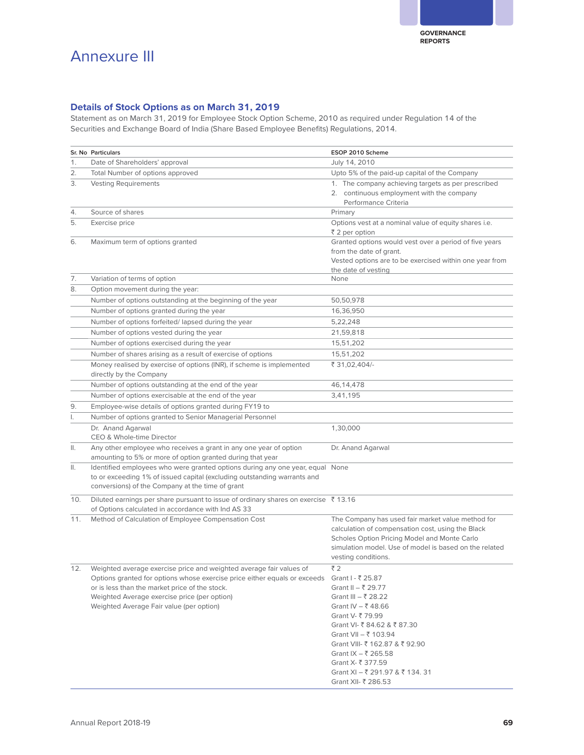# Annexure III

## Details of Stock Options as on March 31, 2019

Statement as on March 31, 2019 for Employee Stock Option Scheme, 2010 as required under Regulation 14 of the Securities and Exchange Board of India (Share Based Employee Benefits) Regulations, 2014.

| Sr. No | Particulars | ESOP 2010 Scheme |
|---|---|---|
| 1. | Date of Shareholders' approval | July 14, 2010 |
| 2. | Total Number of options approved | Upto 5% of the paid-up capital of the Company |
| 3. | Vesting Requirements | 1. The company achieving targets as per prescribed<br>2. continuous employment with the company<br>Performance Criteria |
| 4. | Source of shares | Primary |
| 5. | Exercise price | Options vest at a nominal value of equity shares i.e. ₹ 2 per option |
| 6. | Maximum term of options granted | Granted options would vest over a period of five years from the date of grant.<br>Vested options are to be exercised within one year from the date of vesting |
| 7. | Variation of terms of option | None |
| 8. | Option movement during the year: | |
| | Number of options outstanding at the beginning of the year | 50,50,978 |
| | Number of options granted during the year | 16,36,950 |
| | Number of options forfeited/ lapsed during the year | 5,22,248 |
| | Number of options vested during the year | 21,59,818 |
| | Number of options exercised during the year | 15,51,202 |
| | Number of shares arising as a result of exercise of options | 15,51,202 |
| | Money realised by exercise of options (INR), if scheme is implemented directly by the Company | ₹ 31,02,404/- |
| | Number of options outstanding at the end of the year | 46,14,478 |
| | Number of options exercisable at the end of the year | 3,41,195 |
| 9. | Employee-wise details of options granted during FY19 to | |
| I. | Number of options granted to Senior Managerial Personnel | |
| | Dr. Anand Agarwal<br>CEO & Whole-time Director | 1,30,000 |
| II. | Any other employee who receives a grant in any one year of option amounting to 5% or more of option granted during that year | Dr. Anand Agarwal |
| II. | Identified employees who were granted options during any one year, equal to or exceeding 1% of issued capital (excluding outstanding warrants and conversions) of the Company at the time of grant | None |
| 10. | Diluted earnings per share pursuant to issue of ordinary shares on exercise of Options calculated in accordance with Ind AS 33 | ₹ 13.16 |
| 11. | Method of Calculation of Employee Compensation Cost | The Company has used fair market value method for calculation of compensation cost, using the Black Scholes Option Pricing Model and Monte Carlo simulation model. Use of model is based on the related vesting conditions. |
| 12. | Weighted average exercise price and weighted average fair values of Options granted for options whose exercise price either equals or exceeds or is less than the market price of the stock.<br>Weighted Average exercise price (per option)<br>Weighted Average Fair value (per option) | ₹ 2<br>Grant I - ₹ 25.87<br>Grant II – ₹ 29.77<br>Grant III – ₹ 28.22<br>Grant IV – ₹ 48.66<br>Grant V- ₹ 79.99<br>Grant VI- ₹ 84.62 & ₹ 87.30<br>Grant VII – ₹ 103.94<br>Grant VIII- ₹ 162.87 & ₹ 92.90<br>Grant IX – ₹ 265.58<br>Grant X- ₹ 377.59<br>Grant XI – ₹ 291.97 & ₹ 134. 31<br>Grant XII- ₹ 286.53 |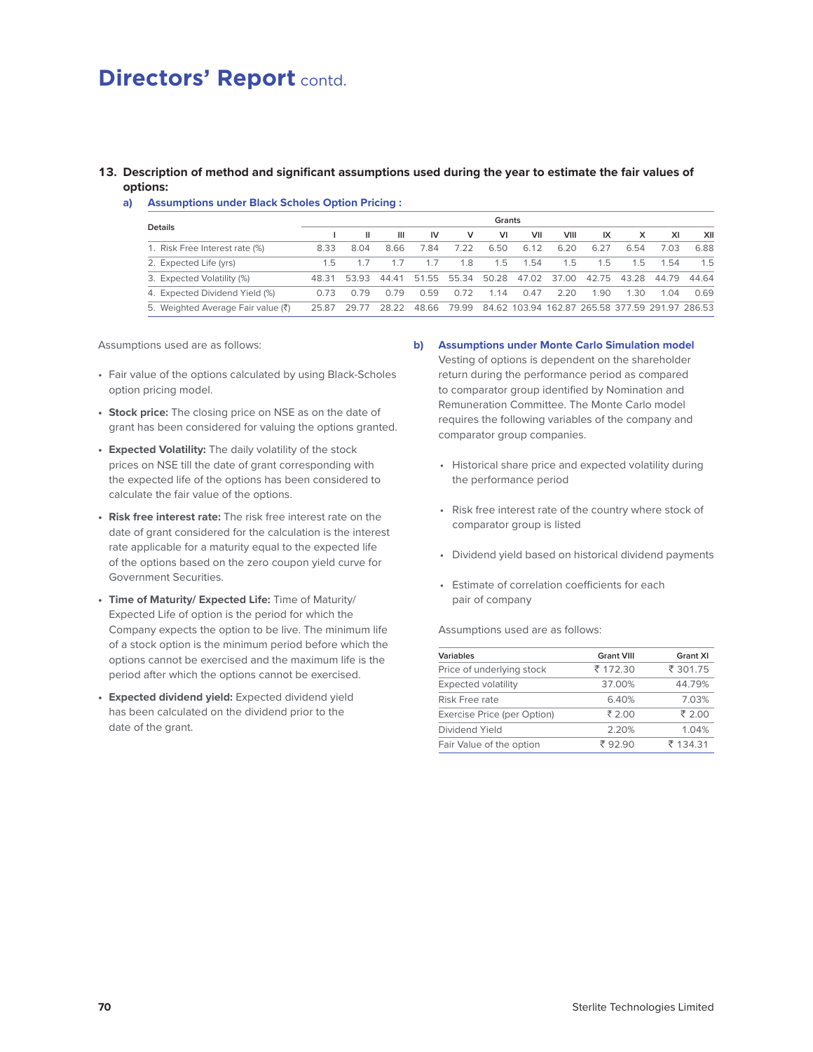# Directors' Report contd.

**13. Description of method and significant assumptions used during the year to estimate the fair values of options:**

**a) Assumptions under Black Scholes Option Pricing :**

| Details | Grants | | | | | | | | | | | |
|---|---|---|---|---|---|---|---|---|---|---|---|---|
| | I | II | III | IV | V | VI | VII | VIII | IX | X | XI | XII |
| 1. Risk Free Interest rate (%) | 8.33 | 8.04 | 8.66 | 7.84 | 7.22 | 6.50 | 6.12 | 6.20 | 6.27 | 6.54 | 7.03 | 6.88 |
| 2. Expected Life (yrs) | 1.5 | 1.7 | 1.7 | 1.7 | 1.8 | 1.5 | 1.54 | 1.5 | 1.5 | 1.5 | 1.54 | 1.5 |
| 3. Expected Volatility (%) | 48.31 | 53.93 | 44.41 | 51.55 | 55.34 | 50.28 | 47.02 | 37.00 | 42.75 | 43.28 | 44.79 | 44.64 |
| 4. Expected Dividend Yield (%) | 0.73 | 0.79 | 0.79 | 0.59 | 0.72 | 1.14 | 0.47 | 2.20 | 1.90 | 1.30 | 1.04 | 0.69 |
| 5. Weighted Average Fair value (₹) | 25.87 | 29.77 | 28.22 | 48.66 | 79.99 | 84.62 | 103.94 | 162.87 | 265.58 | 377.59 | 291.97 | 286.53 |

Assumptions used are as follows:

- Fair value of the options calculated by using Black-Scholes option pricing model.
- **Stock price:** The closing price on NSE as on the date of grant has been considered for valuing the options granted.
- **Expected Volatility:** The daily volatility of the stock prices on NSE till the date of grant corresponding with the expected life of the options has been considered to calculate the fair value of the options.
- **Risk free interest rate:** The risk free interest rate on the date of grant considered for the calculation is the interest rate applicable for a maturity equal to the expected life of the options based on the zero coupon yield curve for Government Securities.
- **Time of Maturity/ Expected Life:** Time of Maturity/ Expected Life of option is the period for which the Company expects the option to be live. The minimum life of a stock option is the minimum period before which the options cannot be exercised and the maximum life is the period after which the options cannot be exercised.
- **Expected dividend yield:** Expected dividend yield has been calculated on the dividend prior to the date of the grant.

**b) Assumptions under Monte Carlo Simulation model**

Vesting of options is dependent on the shareholder return during the performance period as compared to comparator group identified by Nomination and Remuneration Committee. The Monte Carlo model requires the following variables of the company and comparator group companies.

- Historical share price and expected volatility during the performance period
- Risk free interest rate of the country where stock of comparator group is listed
- Dividend yield based on historical dividend payments
- Estimate of correlation coefficients for each pair of company

Assumptions used are as follows:

| Variables | Grant VIII | Grant XI |
|---|---|---|
| Price of underlying stock | ₹ 172.30 | ₹ 301.75 |
| Expected volatility | 37.00% | 44.79% |
| Risk Free rate | 6.40% | 7.03% |
| Exercise Price (per Option) | ₹ 2.00 | ₹ 2.00 |
| Dividend Yield | 2.20% | 1.04% |
| Fair Value of the option | ₹ 92.90 | ₹ 134.31 |